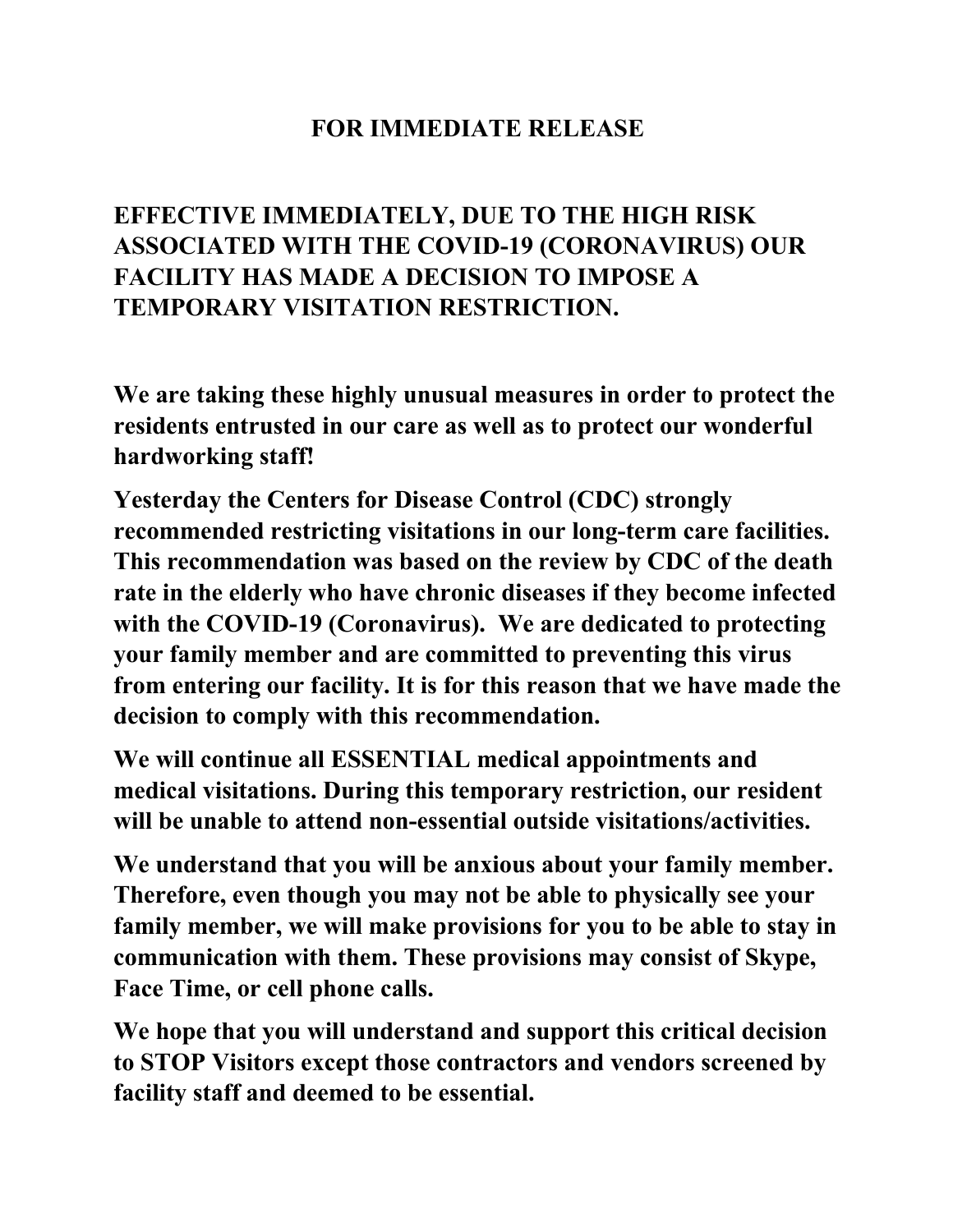# FOR IMMEDIATE RELEASE

## EFFECTIVE IMMEDIATELY, DUE TO THE HIGH RISK ASSOCIATED WITH THE COVID-19 (CORONAVIRUS) OUR FACILITY HAS MADE A DECISION TO IMPOSE A TEMPORARY VISITATION RESTRICTION.

**We are taking these highly unusual measures in order to protect the residents entrusted in our care as well as to protect our wonderful hardworking staff!**

**Yesterday the Centers for Disease Control (CDC) strongly recommended restricting visitations in our long-term care facilities. This recommendation was based on the review by CDC of the death rate in the elderly who have chronic diseases if they become infected with the COVID-19 (Coronavirus). We are dedicated to protecting your family member and are committed to preventing this virus from entering our facility. It is for this reason that we have made the decision to comply with this recommendation.**

**We will continue all ESSENTIAL medical appointments and medical visitations. During this temporary restriction, our resident will be unable to attend non-essential outside visitations/activities.**

**We understand that you will be anxious about your family member. Therefore, even though you may not be able to physically see your family member, we will make provisions for you to be able to stay in communication with them. These provisions may consist of Skype, Face Time, or cell phone calls.**

**We hope that you will understand and support this critical decision to STOP Visitors except those contractors and vendors screened by facility staff and deemed to be essential.**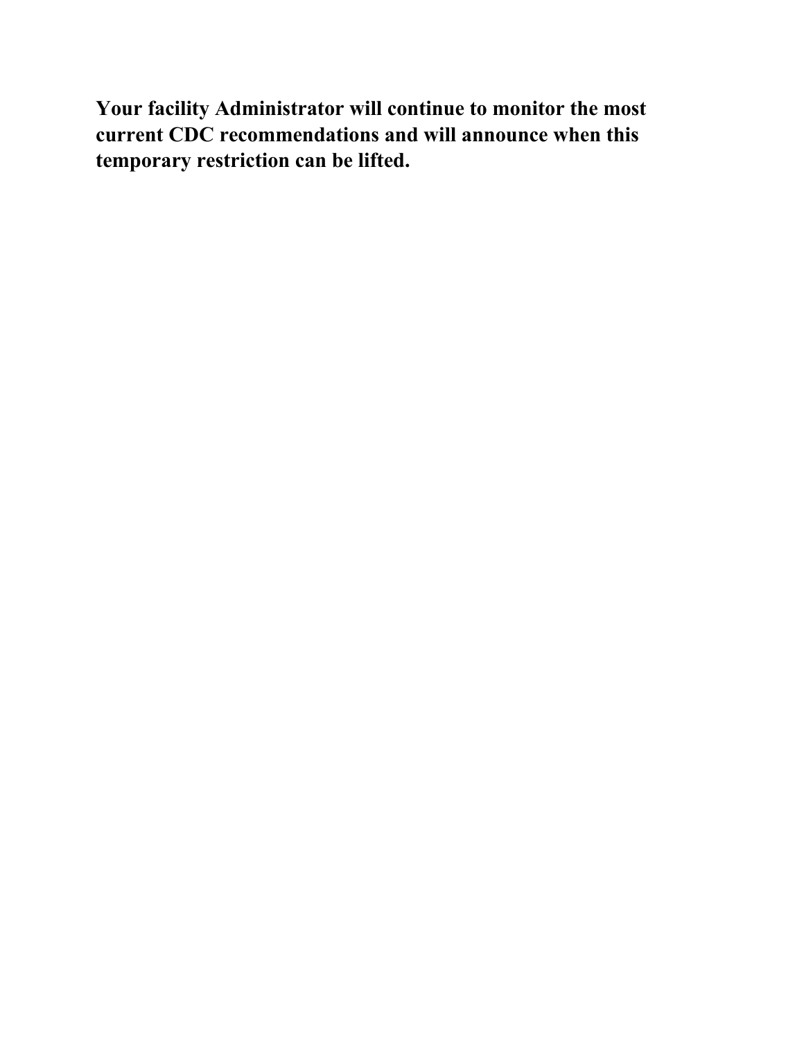**Your facility Administrator will continue to monitor the most current CDC recommendations and will announce when this temporary restriction can be lifted.**